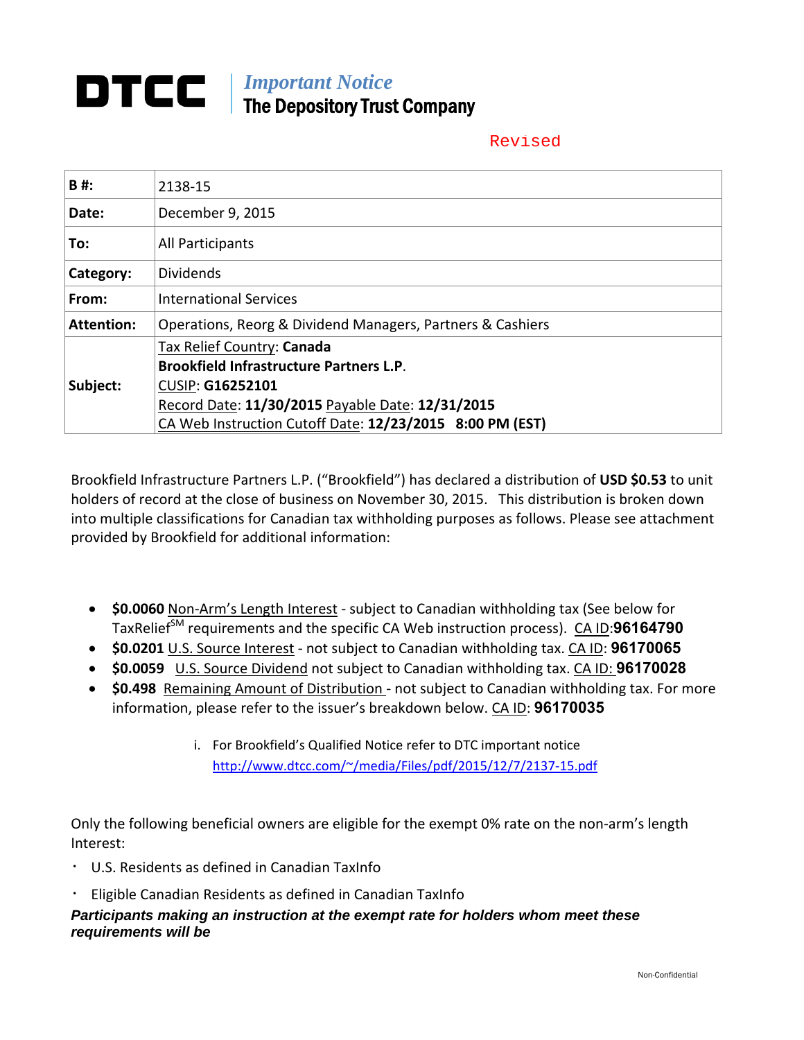**DTCC** | *Important Notice*
**The Depository Trust Company**

Revised

| | |
|---|---|
| **B #:** | 2138-15 |
| **Date:** | December 9, 2015 |
| **To:** | All Participants |
| **Category:** | Dividends |
| **From:** | International Services |
| **Attention:** | Operations, Reorg & Dividend Managers, Partners & Cashiers |
| **Subject:** | Tax Relief Country: **Canada**<br>**Brookfield Infrastructure Partners L.P.**<br>CUSIP: **G16252101**<br>Record Date: **11/30/2015** Payable Date: **12/31/2015**<br>CA Web Instruction Cutoff Date: **12/23/2015 8:00 PM (EST)** |

Brookfield Infrastructure Partners L.P. ("Brookfield") has declared a distribution of **USD $0.53** to unit holders of record at the close of business on November 30, 2015. This distribution is broken down into multiple classifications for Canadian tax withholding purposes as follows. Please see attachment provided by Brookfield for additional information:

- **$0.0060** Non-Arm's Length Interest - subject to Canadian withholding tax (See below for TaxRelief[SM] requirements and the specific CA Web instruction process). CA ID:**96164790**
- **$0.0201** U.S. Source Interest - not subject to Canadian withholding tax. CA ID: **96170065**
- **$0.0059** U.S. Source Dividend not subject to Canadian withholding tax. CA ID: **96170028**
- **$0.498** Remaining Amount of Distribution - not subject to Canadian withholding tax. For more information, please refer to the issuer's breakdown below. CA ID: **96170035**
    i. For Brookfield's Qualified Notice refer to DTC important notice http://www.dtcc.com/~/media/Files/pdf/2015/12/7/2137-15.pdf

Only the following beneficial owners are eligible for the exempt 0% rate on the non-arm's length Interest:

- U.S. Residents as defined in Canadian TaxInfo
- Eligible Canadian Residents as defined in Canadian TaxInfo

***Participants making an instruction at the exempt rate for holders whom meet these requirements will be***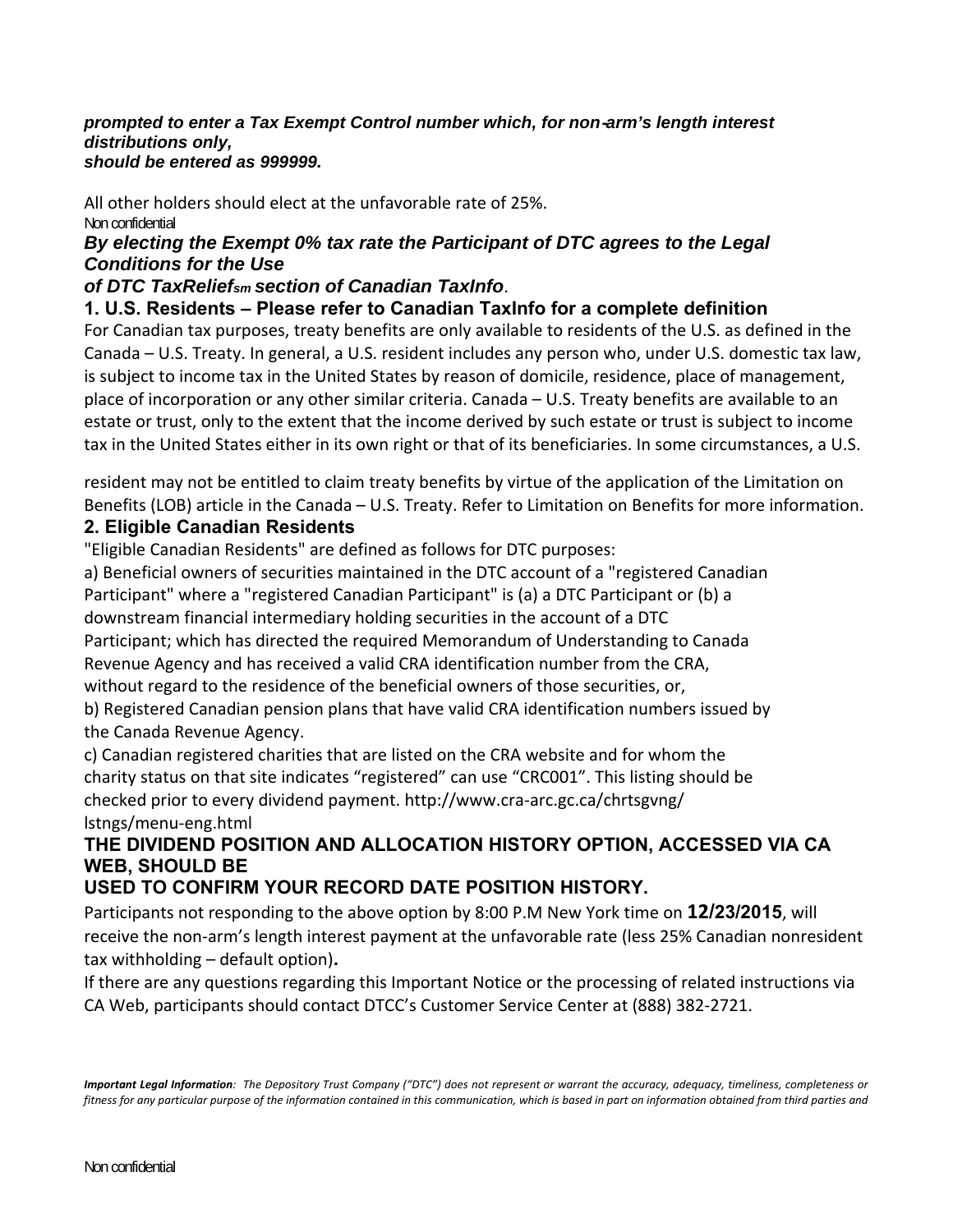***prompted to enter a Tax Exempt Control number which, for non-arm's length interest distributions only, should be entered as 999999.***

All other holders should elect at the unfavorable rate of 25%.

***By electing the Exempt 0% tax rate the Participant of DTC agrees to the Legal Conditions for the Use of DTC TaxRelief sm section of Canadian TaxInfo*.**

**1. U.S. Residents – Please refer to Canadian TaxInfo for a complete definition**

For Canadian tax purposes, treaty benefits are only available to residents of the U.S. as defined in the Canada – U.S. Treaty. In general, a U.S. resident includes any person who, under U.S. domestic tax law, is subject to income tax in the United States by reason of domicile, residence, place of management, place of incorporation or any other similar criteria. Canada – U.S. Treaty benefits are available to an estate or trust, only to the extent that the income derived by such estate or trust is subject to income tax in the United States either in its own right or that of its beneficiaries. In some circumstances, a U.S.

resident may not be entitled to claim treaty benefits by virtue of the application of the Limitation on Benefits (LOB) article in the Canada – U.S. Treaty. Refer to Limitation on Benefits for more information.

**2. Eligible Canadian Residents**

"Eligible Canadian Residents" are defined as follows for DTC purposes:

a) Beneficial owners of securities maintained in the DTC account of a "registered Canadian Participant" where a "registered Canadian Participant" is (a) a DTC Participant or (b) a downstream financial intermediary holding securities in the account of a DTC Participant; which has directed the required Memorandum of Understanding to Canada Revenue Agency and has received a valid CRA identification number from the CRA, without regard to the residence of the beneficial owners of those securities, or,

b) Registered Canadian pension plans that have valid CRA identification numbers issued by the Canada Revenue Agency.

c) Canadian registered charities that are listed on the CRA website and for whom the charity status on that site indicates "registered" can use "CRC001". This listing should be checked prior to every dividend payment. http://www.cra-arc.gc.ca/chrtsgvng/lstngs/menu-eng.html

**THE DIVIDEND POSITION AND ALLOCATION HISTORY OPTION, ACCESSED VIA CA WEB, SHOULD BE USED TO CONFIRM YOUR RECORD DATE POSITION HISTORY.**

Participants not responding to the above option by 8:00 P.M New York time on **12/23/2015**, will receive the non-arm's length interest payment at the unfavorable rate (less 25% Canadian nonresident tax withholding – default option)**.**

If there are any questions regarding this Important Notice or the processing of related instructions via CA Web, participants should contact DTCC's Customer Service Center at (888) 382-2721.

***Important Legal Information**: The Depository Trust Company ("DTC") does not represent or warrant the accuracy, adequacy, timeliness, completeness or fitness for any particular purpose of the information contained in this communication, which is based in part on information obtained from third parties and*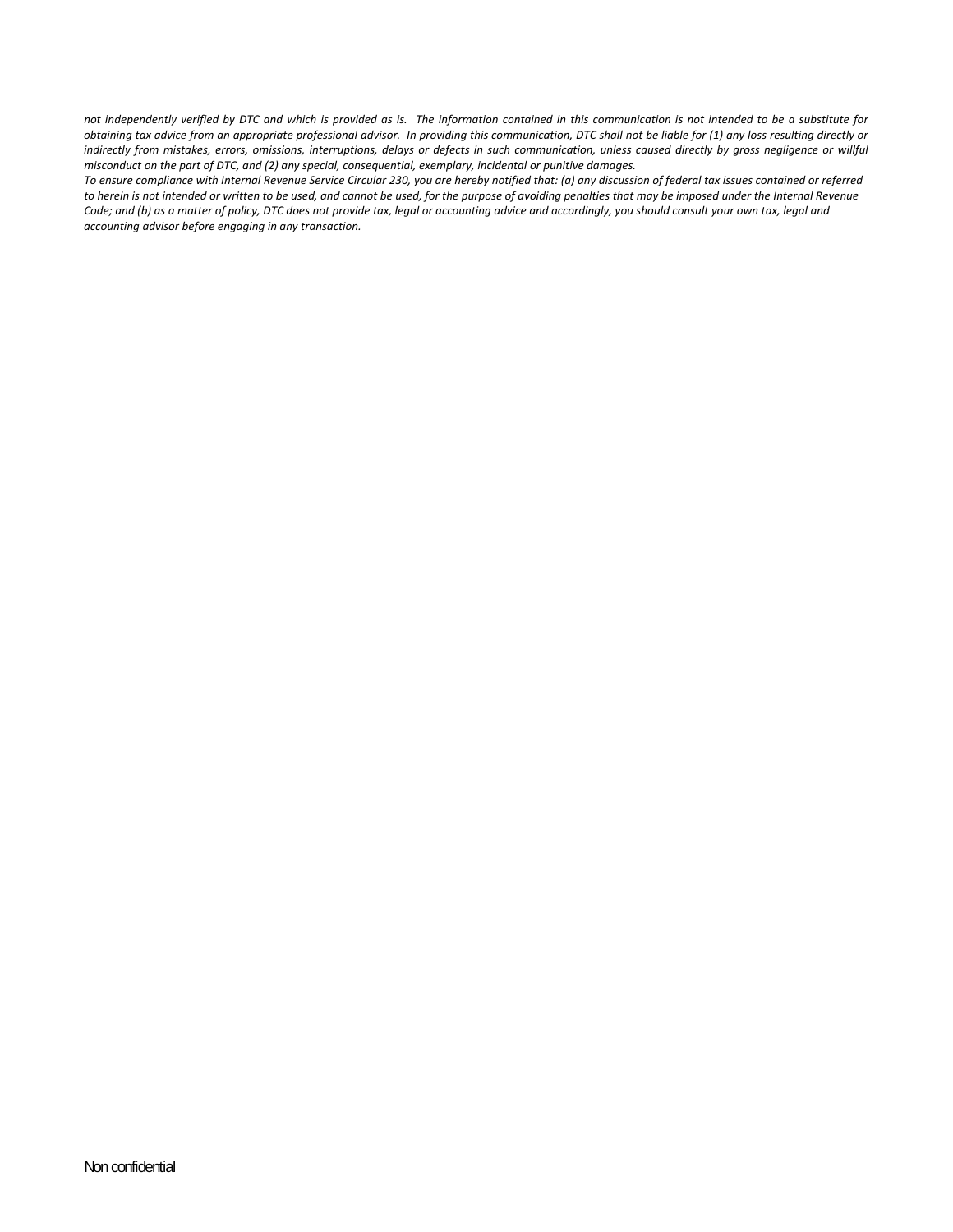*not independently verified by DTC and which is provided as is. The information contained in this communication is not intended to be a substitute for obtaining tax advice from an appropriate professional advisor. In providing this communication, DTC shall not be liable for (1) any loss resulting directly or indirectly from mistakes, errors, omissions, interruptions, delays or defects in such communication, unless caused directly by gross negligence or willful misconduct on the part of DTC, and (2) any special, consequential, exemplary, incidental or punitive damages.*

*To ensure compliance with Internal Revenue Service Circular 230, you are hereby notified that: (a) any discussion of federal tax issues contained or referred to herein is not intended or written to be used, and cannot be used, for the purpose of avoiding penalties that may be imposed under the Internal Revenue Code; and (b) as a matter of policy, DTC does not provide tax, legal or accounting advice and accordingly, you should consult your own tax, legal and accounting advisor before engaging in any transaction.*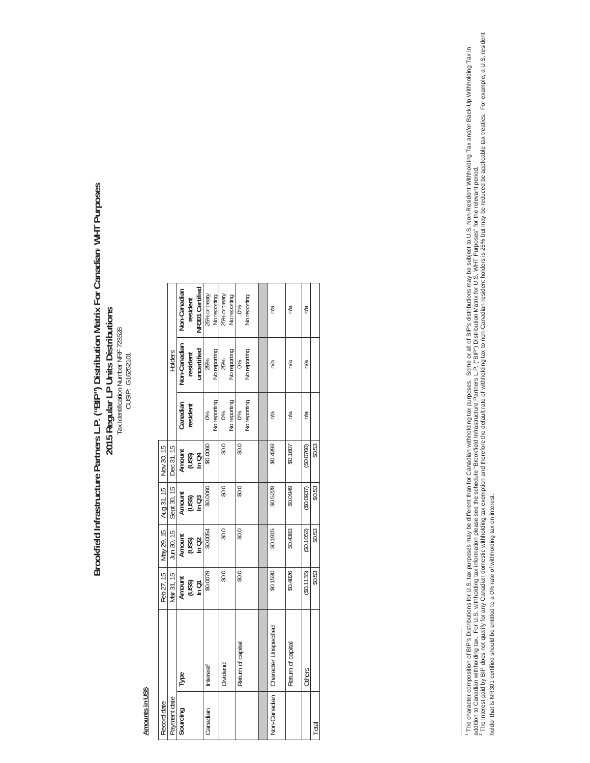# Brookfield Infrastructure Partners L.P. ("BIP") Distribution Matrix For Canadian[1] WHT Purposes

## 2015 Regular LP Units Distributions

Tax Identification Number NRF 723528

CUSIP: G16252101

**Amounts in US$**

| Record date | | Feb 27, 15 | May 29, 15 | Aug 31, 15 | Nov 30, 15 | | Holders | |
|---|---|---|---|---|---|---|---|---|
| Payment date | | Mar 31, 15 | Jun 30, 15 | Sept 30, 15 | Dec 31, 15 | | | |
| **Sourcing** | **Type** | **Amount (US$) In Q1** | **Amount (US$) In Q2** | **Amount (US$) In Q3** | **Amount (US$) In Q4** | **Canadian resident** | **Non-Canadian resident uncertified** | **Non-Canadian resident NR301 Certified** |
| Canadian | Interest[2] | $0.0079 | $0.0054 | $0.0060 | $0.0060 | 0% No reporting | 25% No reporting | 25% or treaty No reporting |
| | Dividend | $0.0 | $0.0 | $0.0 | $0.0 | 0% No reporting | 25% No reporting | 25% or treaty No reporting |
| | Return of capital | $0.0 | $0.0 | $0.0 | $0.0 | 0% No reporting | 0% No reporting | 0% No reporting |
| | | | | | | | | |
| Non-Canadian | Character Unspecified | $0.1530 | $0.1915 | $0.5228 | $0.4393 | n/a | n/a | n/a |
| | Return of capital | $0.4826 | $0.4383 | $0.0949 | $0.1607 | n/a | n/a | n/a |
| | Others | ($0.1135) | ($0.1052) | ($0.0937) | ($0.0760) | n/a | n/a | n/a |
| Total | | $0.53 | $0.53 | $0.53 | $0.53 | | | |

[1] The character composition of BIP's Distributions for U.S. tax purposes may be different than for Canadian withholding tax purposes. Some or all of BIP's distributions may be subject to U.S. Non-Resident Withholding Tax and/or Back-Up Withholding Tax in addition to Canadian withholding tax. For U.S. withholding tax information please see the schedule "Brookfield Infrastructure Partners L.P. ("BIP") Distribution Matrix for U.S. WHT Purposes" for the relevant period.

[2] The interest paid by BIP does not qualify for any Canadian domestic withholding tax exemption and therefore the default rate of withholding tax to non-Canadian resident holders is 25% but may be reduced be applicable tax treaties. For example, a U.S. resident holder that is NR301 certified should be entitled to a 0% rate of withholding tax on interest.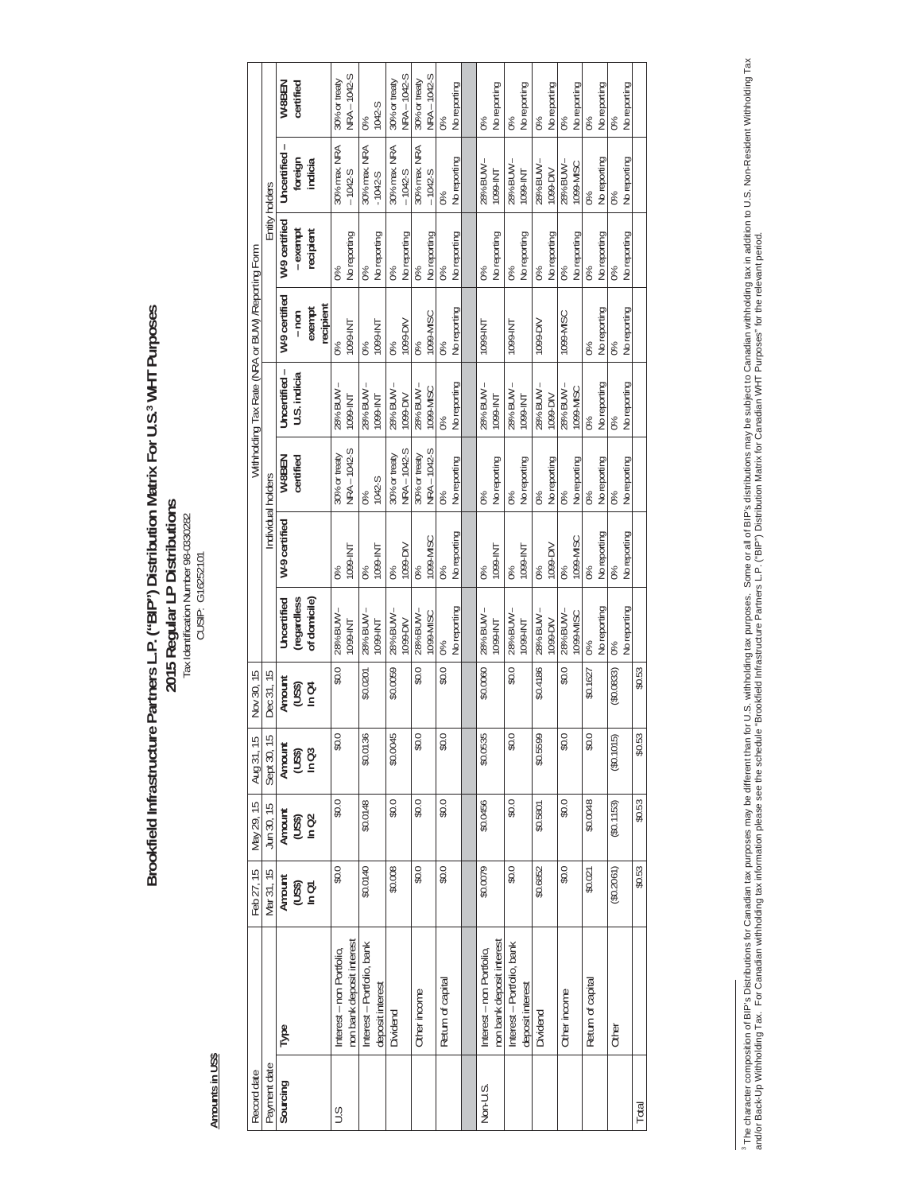**Amounts in US$**

# Brookfield Infrastructure Partners L.P. ("BIP") Distribution Matrix For U.S.[3] WHT Purposes

## 2015 Regular LP Distributions

Tax Identification Number 98-0330282

CUSIP: G16252101

| Record date | | Feb 27, 15 | May 29, 15 | Aug 31, 15 | Nov 30, 15 | Withholding Tax Rate (NRA or BUW) /Reporting Form | | | | | | | |
|---|---|---|---|---|---|---|---|---|---|---|---|---|---|
| Payment date | | Mar 31, 15 | Jun 30, 15 | Sept 30, 15 | Dec 31, 15 | Individual holders | | | Entity holders | | | | |
| Sourcing | Type | Amount (US$) In Q1 | Amount (US$) In Q2 | Amount (US$) In Q3 | Amount (US$) In Q4 | Uncertified (regardless of domicile) | W-9 certified | W-8BEN certified | Uncertified – U.S. indicia | W-9 certified – non exempt recipient | W-9 certified – exempt recipient | Uncertified – foreign indicia | W-8BEN certified |
| U.S. | Interest – non Portfolio, non bank deposit interest | $0.0 | $0.0 | $0.0 | $0.0 | 28% BUW – 1099-INT | 0% 1099-INT | 30% or treaty NRA – 1042-S | 28% BUW – 1099-INT | 0% 1099-INT | 0% No reporting | 30% max. NRA – 1042-S | 30% or treaty NRA – 1042-S |
| | Interest – Portfolio, bank deposit interest | $0.0140 | $0.0148 | $0.0136 | $0.0201 | 28% BUW – 1099-INT | 0% 1099-INT | 0% 1042-S | 28% BUW – 1099-INT | 0% 1099-INT | 0% No reporting | 30% max. NRA - 1042-S | 0% 1042-S |
| | Dividend | $0.008 | $0.0 | $0.0045 | $0.0059 | 28% BUW – 1099-DIV | 0% 1099-DIV | 30% or treaty NRA – 1042-S | 28% BUW – 1099-DIV | 0% 1099-DIV | 0% No reporting | 30% max. NRA – 1042-S | 30% or treaty NRA – 1042-S |
| | Other income | $0.0 | $0.0 | $0.0 | $0.0 | 28% BUW – 1099-MISC | 0% 1099-MISC | 30% or treaty NRA – 1042-S | 28% BUW – 1099-MISC | 0% 1099-MISC | 0% No reporting | 30% max. NRA – 1042-S | 30% or treaty NRA – 1042-S |
| | Return of capital | $0.0 | $0.0 | $0.0 | $0.0 | 0% No reporting | 0% No reporting | 0% No reporting | 0% No reporting | 0% No reporting | 0% No reporting | 0% No reporting | 0% No reporting |
| | | | | | | | | | | | | | |
| Non-U.S. | Interest – non Portfolio, non bank deposit interest | $0.0079 | $0.0456 | $0.0535 | $0.0060 | 28% BUW – 1099-INT | 0% 1099-INT | 0% No reporting | 28% BUW – 1099-INT | 1099-INT | 0% No reporting | 28% BUW – 1099-INT | 0% No reporting |
| | Interest – Portfolio, bank deposit interest | $0.0 | $0.0 | $0.0 | $0.0 | 28% BUW – 1099-INT | 0% 1099-INT | 0% No reporting | 28% BUW – 1099-INT | 1099-INT | 0% No reporting | 28% BUW – 1099-INT | 0% No reporting |
| | Dividend | $0.6852 | $0.5801 | $0.5599 | $0.4186 | 28% BUW – 1099-DIV | 0% 1099-DIV | 0% No reporting | 28% BUW – 1099-DIV | 1099-DIV | 0% No reporting | 28% BUW – 1099-DIV | 0% No reporting |
| | Other income | $0.0 | $0.0 | $0.0 | $0.0 | 28% BUW – 1099-MISC | 0% 1099-MISC | 0% No reporting | 28% BUW – 1099-MISC | 1099-MISC | 0% No reporting | 28% BUW – 1099-MISC | 0% No reporting |
| | Return of capital | $0.021 | $0.0048 | $0.0 | $0.1627 | 0% No reporting | 0% No reporting | 0% No reporting | 0% No reporting | 0% No reporting | 0% No reporting | 0% No reporting | 0% No reporting |
| | Other | ($0.2061) | ($0.1153) | ($0.1015) | ($0.0833) | 0% No reporting | 0% No reporting | 0% No reporting | 0% No reporting | 0% No reporting | 0% No reporting | 0% No reporting | 0% No reporting |
| Total | | $0.53 | $0.53 | $0.53 | $0.53 | | | | | | | | |

[3] The character composition of BIP's Distributions for Canadian tax purposes may be different than for U.S. withholding tax purposes. Some or all of BIP's distributions may be subject to Canadian withholding tax in addition to U.S. Non-Resident Withholding Tax and/or Back-Up Withholding Tax. For Canadian withholding tax information please see the schedule "Brookfield Infrastructure Partners L.P. ("BIP") Distribution Matrix for Canadian WHT Purposes" for the relevant period.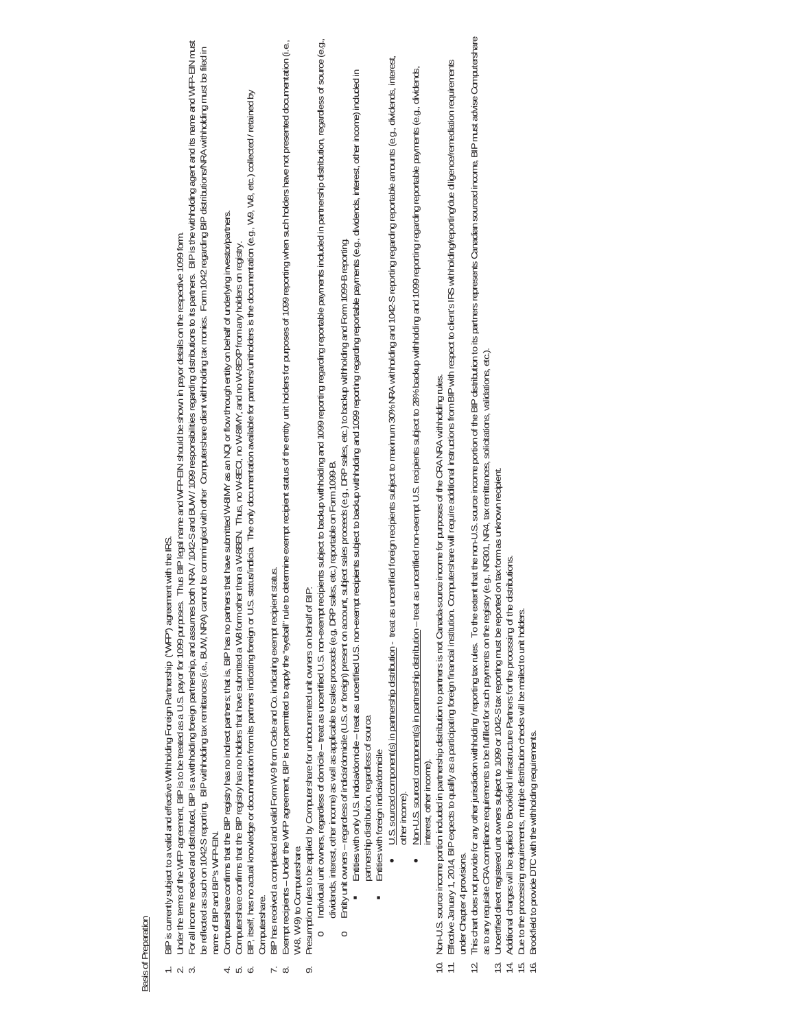Basis of Preparation

1. BIP is currently subject to a valid and effective Withholding Foreign Partnership ("WFP") agreement with the IRS.
2. Under the terms of the WFP agreement, BIP is to be treated as a U.S. payor for 1099 purposes. Thus BIP legal name and WFP-EIN should be shown in payor details on the respective 1099 form.
3. For all income received and distributed, BIP is a withholding foreign partnership, and assumes both NRA / 1042-S and BUW / 1099 responsibilities regarding distributions to its partners. BIP is the withholding agent and its name and WFP-EIN must be reflected as such on 1042-S reporting. BIP withholding tax remittances (i.e., BUW, NRA) cannot be commingled with other Computershare client withholding tax monies. Form 1042 regarding BIP distributions/NRA withholding must be filed in name of BIP and BIP's WFP-EIN.
4. Computershare confirms that the BIP registry has no indirect partners; that is, BIP has no partners that have submitted W-8IMY as an NQI or flow through entity on behalf of underlying investor/partners.
5. Computershare confirms that the BIP registry has no holders that have submitted a W8 form other than a W-8BEN. Thus, no W-8ECI, no W-8IMY, and no W-8EXP from any holders on registry.
6. BIP, itself, has no actual knowledge or documentation from its partners indicating foreign or U.S. status/indicia. The only documentation available for partners/unitholders is the documentation (e.g., W9, W8, etc.) collected / retained by Computershare.
7. BIP has received a completed and valid Form W-9 from Cede and Co. indicating exempt recipient status.
8. Exempt recipients – Under the WFP agreement, BIP is not permitted to apply the "eyeball" rule to determine exempt recipient status of the entity unit holders for purposes of 1099 reporting when such holders have not presented documentation (i.e., W8, W9) to Computershare.
9. Presumption rules to be applied by Computershare for undocumented unit owners on behalf of BIP:
   - Individual unit owners, regardless of domicile – treat as uncertified U.S. non-exempt recipients subject to backup withholding and 1099 reporting regarding reportable payments included in partnership distribution, regardless of source (e.g., dividends, interest, other income) as well as applicable to sales proceeds (e.g, DRP sales, etc.) reportable on Form 1099-B.
   - Entity unit owners – regardless of indicia/domicile (U.S. or foreign) present on account, subject sales proceeds (e.g., DRP sales, etc.) to backup withholding and Form 1099-B reporting.
     - Entities with only U.S. indicia/domicile – treat as uncertified U.S. non-exempt recipients subject to backup withholding and 1099 reporting regarding reportable payments (e.g., dividends, interest, other income) included in partnership distribution, regardless of source.
     - Entities with foreign indicia/domicile
       - U.S. sourced component(s) in partnership distribution - treat as uncertified foreign recipients subject to maximum 30% NRA withholding and 1042-S reporting regarding reportable amounts (e.g., dividends, interest, other income).
       - Non-U.S. sourced component(s) in partnership distribution – treat as uncertified non-exempt U.S. recipients subject to 28% backup withholding and 1099 reporting regarding reportable payments (e.g., dividends, interest, other income).
10. Non-U.S. source income portion included in partnership distribution to partners is not Canada-source income for purposes of the CRA NRA withholding rules.
11. Effective January 1, 2014, BIP expects to qualify as a participating foreign financial institution. Computershare will require additional instructions from BIP with respect to client's IRS withholding/reporting/due diligence/remediation requirements under Chapter 4 provisions.
12. This chart does not provide for any other jurisdiction withholding / reporting tax rules. To the extent that the non-U.S. source income portion of the BIP distribution to its partners represents Canadian sourced income, BIP must advise Computershare as to any requisite CRA compliance requirements to be fulfilled for such payments on the registry (e.g., NR301, NR4, tax remittances, solicitations, validations, etc.).
13. Uncertified direct registered unit owners subject to 1099 or 1042-S tax reporting must be reported on tax form as unknown recipient.
14. Additional charges will be applied to Brookfield Infrastructure Partners for the processing of the distributions.
15. Due to the processing requirements, multiple distribution checks will be mailed to unit holders.
16. Brookfield to provide DTC with the withholding requirements.